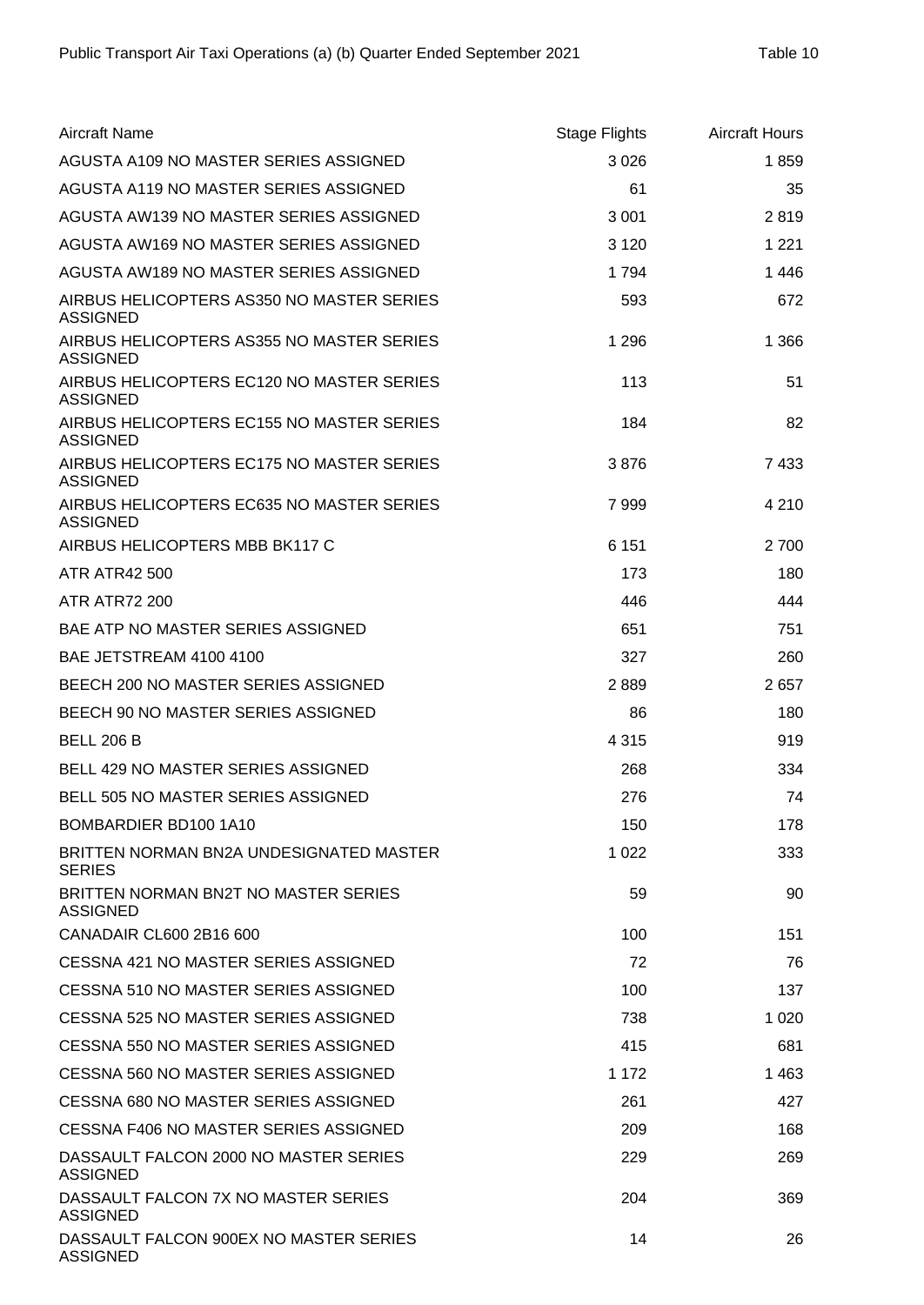Public Transport Air Taxi Operations (a) (b) Quarter Ended September 2021

Table 10

| Aircraft Name | Stage Flights | Aircraft Hours |
| --- | --- | --- |
| AGUSTA A109 NO MASTER SERIES ASSIGNED | 3 026 | 1 859 |
| AGUSTA A119 NO MASTER SERIES ASSIGNED | 61 | 35 |
| AGUSTA AW139 NO MASTER SERIES ASSIGNED | 3 001 | 2 819 |
| AGUSTA AW169 NO MASTER SERIES ASSIGNED | 3 120 | 1 221 |
| AGUSTA AW189 NO MASTER SERIES ASSIGNED | 1 794 | 1 446 |
| AIRBUS HELICOPTERS AS350 NO MASTER SERIES ASSIGNED | 593 | 672 |
| AIRBUS HELICOPTERS AS355 NO MASTER SERIES ASSIGNED | 1 296 | 1 366 |
| AIRBUS HELICOPTERS EC120 NO MASTER SERIES ASSIGNED | 113 | 51 |
| AIRBUS HELICOPTERS EC155 NO MASTER SERIES ASSIGNED | 184 | 82 |
| AIRBUS HELICOPTERS EC175 NO MASTER SERIES ASSIGNED | 3 876 | 7 433 |
| AIRBUS HELICOPTERS EC635 NO MASTER SERIES ASSIGNED | 7 999 | 4 210 |
| AIRBUS HELICOPTERS MBB BK117 C | 6 151 | 2 700 |
| ATR ATR42 500 | 173 | 180 |
| ATR ATR72 200 | 446 | 444 |
| BAE ATP NO MASTER SERIES ASSIGNED | 651 | 751 |
| BAE JETSTREAM 4100 4100 | 327 | 260 |
| BEECH 200 NO MASTER SERIES ASSIGNED | 2 889 | 2 657 |
| BEECH 90 NO MASTER SERIES ASSIGNED | 86 | 180 |
| BELL 206 B | 4 315 | 919 |
| BELL 429 NO MASTER SERIES ASSIGNED | 268 | 334 |
| BELL 505 NO MASTER SERIES ASSIGNED | 276 | 74 |
| BOMBARDIER BD100 1A10 | 150 | 178 |
| BRITTEN NORMAN BN2A UNDESIGNATED MASTER SERIES | 1 022 | 333 |
| BRITTEN NORMAN BN2T NO MASTER SERIES ASSIGNED | 59 | 90 |
| CANADAIR CL600 2B16 600 | 100 | 151 |
| CESSNA 421 NO MASTER SERIES ASSIGNED | 72 | 76 |
| CESSNA 510 NO MASTER SERIES ASSIGNED | 100 | 137 |
| CESSNA 525 NO MASTER SERIES ASSIGNED | 738 | 1 020 |
| CESSNA 550 NO MASTER SERIES ASSIGNED | 415 | 681 |
| CESSNA 560 NO MASTER SERIES ASSIGNED | 1 172 | 1 463 |
| CESSNA 680 NO MASTER SERIES ASSIGNED | 261 | 427 |
| CESSNA F406 NO MASTER SERIES ASSIGNED | 209 | 168 |
| DASSAULT FALCON 2000 NO MASTER SERIES ASSIGNED | 229 | 269 |
| DASSAULT FALCON 7X NO MASTER SERIES ASSIGNED | 204 | 369 |
| DASSAULT FALCON 900EX NO MASTER SERIES ASSIGNED | 14 | 26 |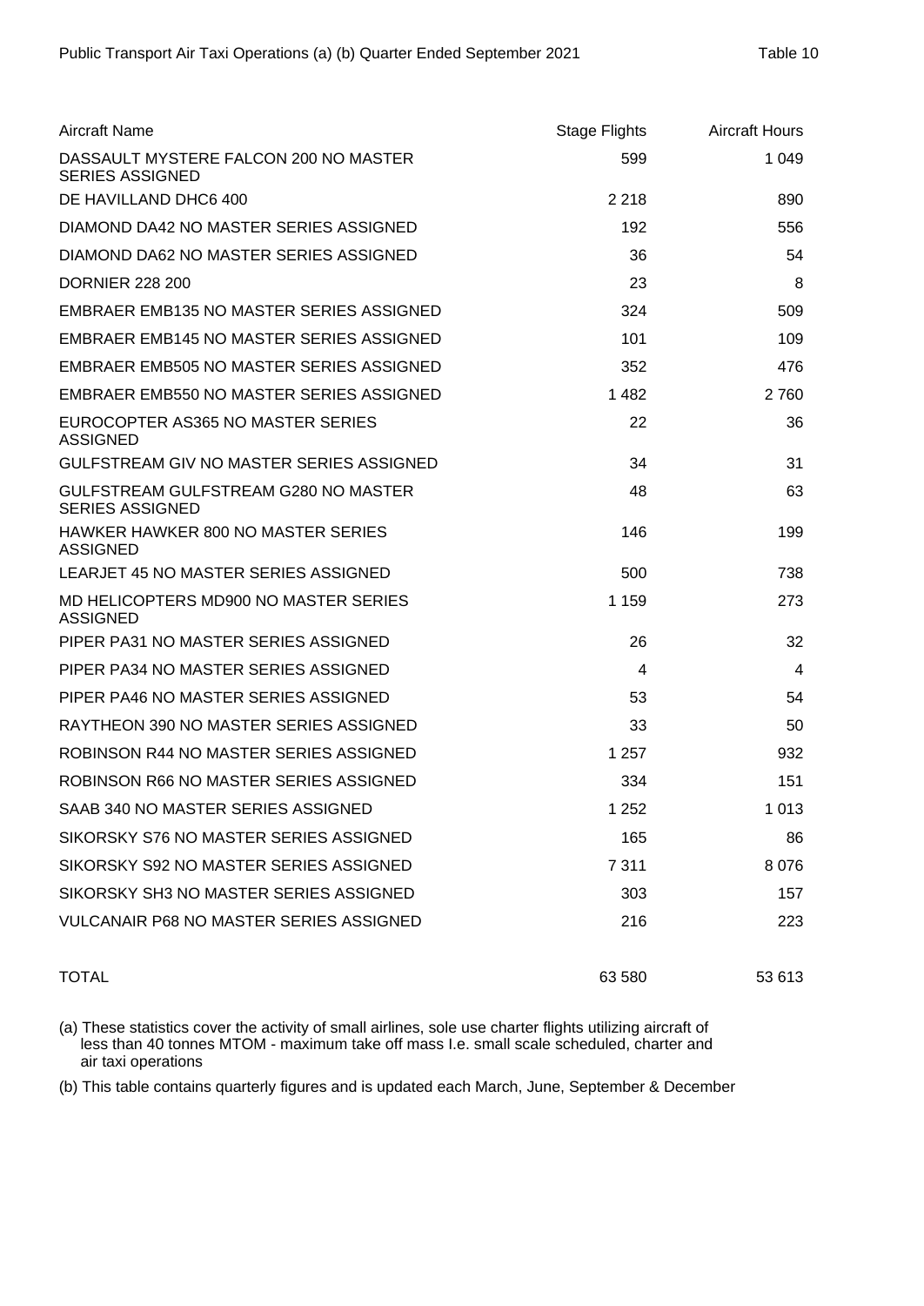Public Transport Air Taxi Operations (a) (b) Quarter Ended September 2021

Table 10

| Aircraft Name | Stage Flights | Aircraft Hours |
|---|---|---|
| DASSAULT MYSTERE FALCON 200 NO MASTER SERIES ASSIGNED | 599 | 1 049 |
| DE HAVILLAND DHC6 400 | 2 218 | 890 |
| DIAMOND DA42 NO MASTER SERIES ASSIGNED | 192 | 556 |
| DIAMOND DA62 NO MASTER SERIES ASSIGNED | 36 | 54 |
| DORNIER 228 200 | 23 | 8 |
| EMBRAER EMB135 NO MASTER SERIES ASSIGNED | 324 | 509 |
| EMBRAER EMB145 NO MASTER SERIES ASSIGNED | 101 | 109 |
| EMBRAER EMB505 NO MASTER SERIES ASSIGNED | 352 | 476 |
| EMBRAER EMB550 NO MASTER SERIES ASSIGNED | 1 482 | 2 760 |
| EUROCOPTER AS365 NO MASTER SERIES ASSIGNED | 22 | 36 |
| GULFSTREAM GIV NO MASTER SERIES ASSIGNED | 34 | 31 |
| GULFSTREAM GULFSTREAM G280 NO MASTER SERIES ASSIGNED | 48 | 63 |
| HAWKER HAWKER 800 NO MASTER SERIES ASSIGNED | 146 | 199 |
| LEARJET 45 NO MASTER SERIES ASSIGNED | 500 | 738 |
| MD HELICOPTERS MD900 NO MASTER SERIES ASSIGNED | 1 159 | 273 |
| PIPER PA31 NO MASTER SERIES ASSIGNED | 26 | 32 |
| PIPER PA34 NO MASTER SERIES ASSIGNED | 4 | 4 |
| PIPER PA46 NO MASTER SERIES ASSIGNED | 53 | 54 |
| RAYTHEON 390 NO MASTER SERIES ASSIGNED | 33 | 50 |
| ROBINSON R44 NO MASTER SERIES ASSIGNED | 1 257 | 932 |
| ROBINSON R66 NO MASTER SERIES ASSIGNED | 334 | 151 |
| SAAB 340 NO MASTER SERIES ASSIGNED | 1 252 | 1 013 |
| SIKORSKY S76 NO MASTER SERIES ASSIGNED | 165 | 86 |
| SIKORSKY S92 NO MASTER SERIES ASSIGNED | 7 311 | 8 076 |
| SIKORSKY SH3 NO MASTER SERIES ASSIGNED | 303 | 157 |
| VULCANAIR P68 NO MASTER SERIES ASSIGNED | 216 | 223 |
| TOTAL | 63 580 | 53 613 |

(a) These statistics cover the activity of small airlines, sole use charter flights utilizing aircraft of less than 40 tonnes MTOM - maximum take off mass I.e. small scale scheduled, charter and air taxi operations

(b) This table contains quarterly figures and is updated each March, June, September & December